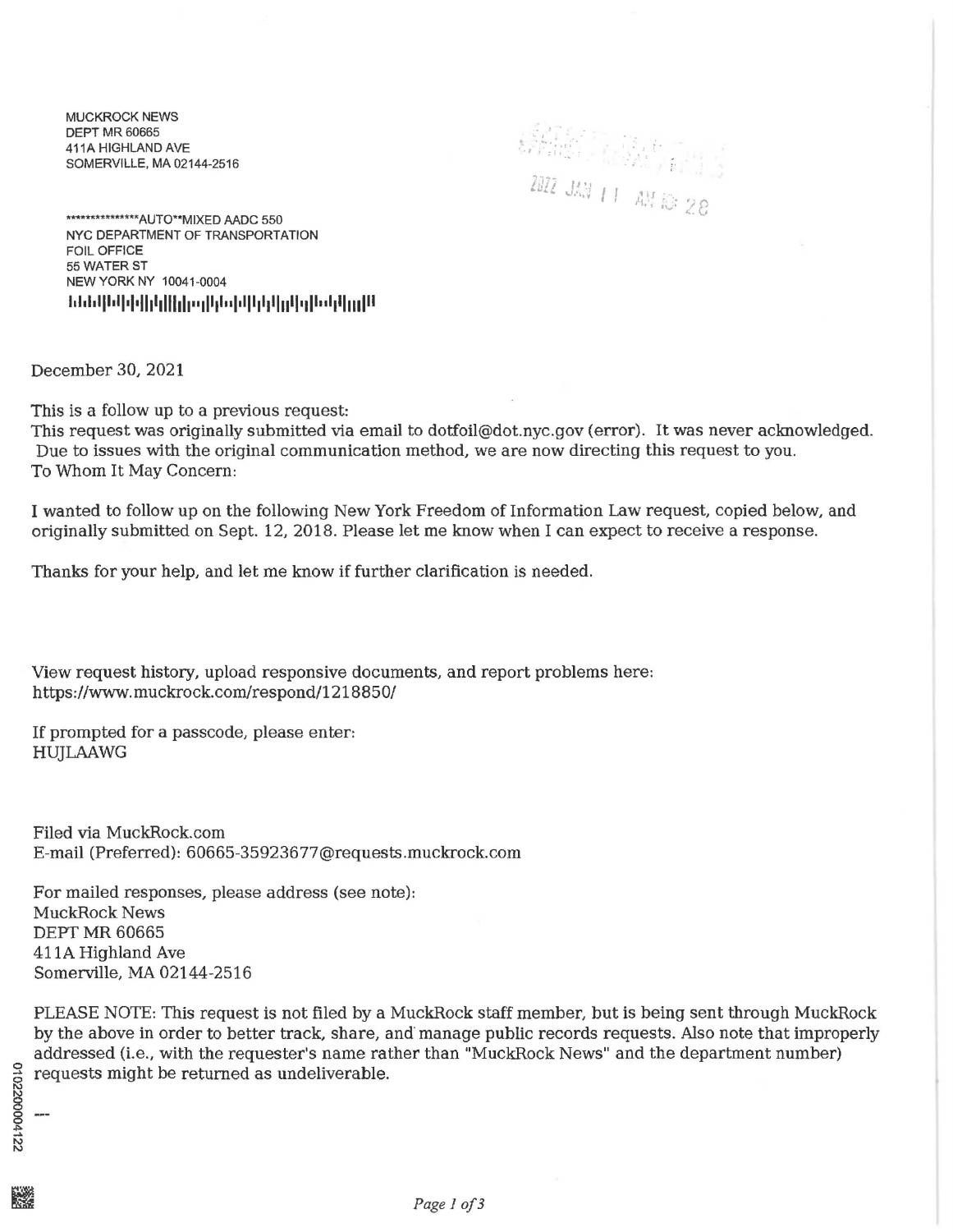MUCKROCK NEWS
DEPT MR 60665
411A HIGHLAND AVE
SOMERVILLE, MA 02144-2516

2022 JAN 11 AM 10: 28

***************AUTO**MIXED AADC 550
NYC DEPARTMENT OF TRANSPORTATION
FOIL OFFICE
55 WATER ST
NEW YORK NY 10041-0004

December 30, 2021

This is a follow up to a previous request:
This request was originally submitted via email to dotfoil@dot.nyc.gov (error). It was never acknowledged. Due to issues with the original communication method, we are now directing this request to you.
To Whom It May Concern:

I wanted to follow up on the following New York Freedom of Information Law request, copied below, and originally submitted on Sept. 12, 2018. Please let me know when I can expect to receive a response.

Thanks for your help, and let me know if further clarification is needed.

View request history, upload responsive documents, and report problems here:
https://www.muckrock.com/respond/1218850/

If prompted for a passcode, please enter:
HUJLAAWG

Filed via MuckRock.com
E-mail (Preferred): 60665-35923677@requests.muckrock.com

For mailed responses, please address (see note):
MuckRock News
DEPT MR 60665
411A Highland Ave
Somerville, MA 02144-2516

PLEASE NOTE: This request is not filed by a MuckRock staff member, but is being sent through MuckRock by the above in order to better track, share, and manage public records requests. Also note that improperly addressed (i.e., with the requester's name rather than "MuckRock News" and the department number) requests might be returned as undeliverable.

---

0102200004122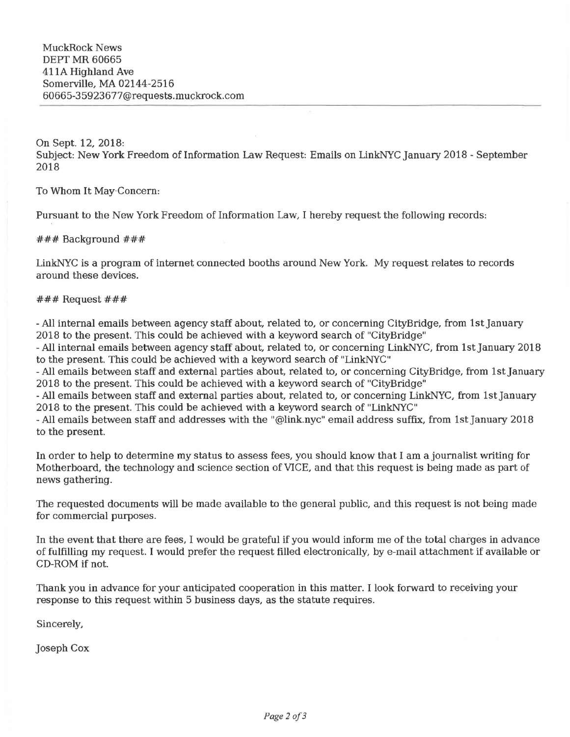MuckRock News
DEPT MR 60665
411A Highland Ave
Somerville, MA 02144-2516
60665-35923677@requests.muckrock.com

---

On Sept. 12, 2018:
Subject: New York Freedom of Information Law Request: Emails on LinkNYC January 2018 - September 2018

To Whom It May Concern:

Pursuant to the New York Freedom of Information Law, I hereby request the following records:

### Background ###

LinkNYC is a program of internet connected booths around New York. My request relates to records around these devices.

### Request ###

- All internal emails between agency staff about, related to, or concerning CityBridge, from 1st January 2018 to the present. This could be achieved with a keyword search of "CityBridge"
- All internal emails between agency staff about, related to, or concerning LinkNYC, from 1st January 2018 to the present. This could be achieved with a keyword search of "LinkNYC"
- All emails between staff and external parties about, related to, or concerning CityBridge, from 1st January 2018 to the present. This could be achieved with a keyword search of "CityBridge"
- All emails between staff and external parties about, related to, or concerning LinkNYC, from 1st January 2018 to the present. This could be achieved with a keyword search of "LinkNYC"
- All emails between staff and addresses with the "@link.nyc" email address suffix, from 1st January 2018 to the present.

In order to help to determine my status to assess fees, you should know that I am a journalist writing for Motherboard, the technology and science section of VICE, and that this request is being made as part of news gathering.

The requested documents will be made available to the general public, and this request is not being made for commercial purposes.

In the event that there are fees, I would be grateful if you would inform me of the total charges in advance of fulfilling my request. I would prefer the request filled electronically, by e-mail attachment if available or CD-ROM if not.

Thank you in advance for your anticipated cooperation in this matter. I look forward to receiving your response to this request within 5 business days, as the statute requires.

Sincerely,

Joseph Cox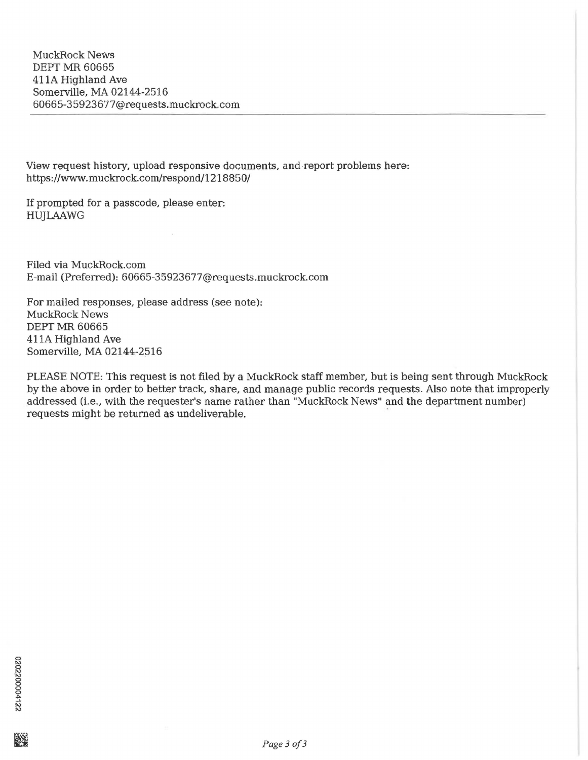MuckRock News
DEPT MR 60665
411A Highland Ave
Somerville, MA 02144-2516
60665-35923677@requests.muckrock.com

---

View request history, upload responsive documents, and report problems here:
https://www.muckrock.com/respond/1218850/

If prompted for a passcode, please enter:
HUJLAAWG

Filed via MuckRock.com
E-mail (Preferred): 60665-35923677@requests.muckrock.com

For mailed responses, please address (see note):
MuckRock News
DEPT MR 60665
411A Highland Ave
Somerville, MA 02144-2516

PLEASE NOTE: This request is not filed by a MuckRock staff member, but is being sent through MuckRock by the above in order to better track, share, and manage public records requests. Also note that improperly addressed (i.e., with the requester's name rather than "MuckRock News" and the department number) requests might be returned as undeliverable.

020220004122